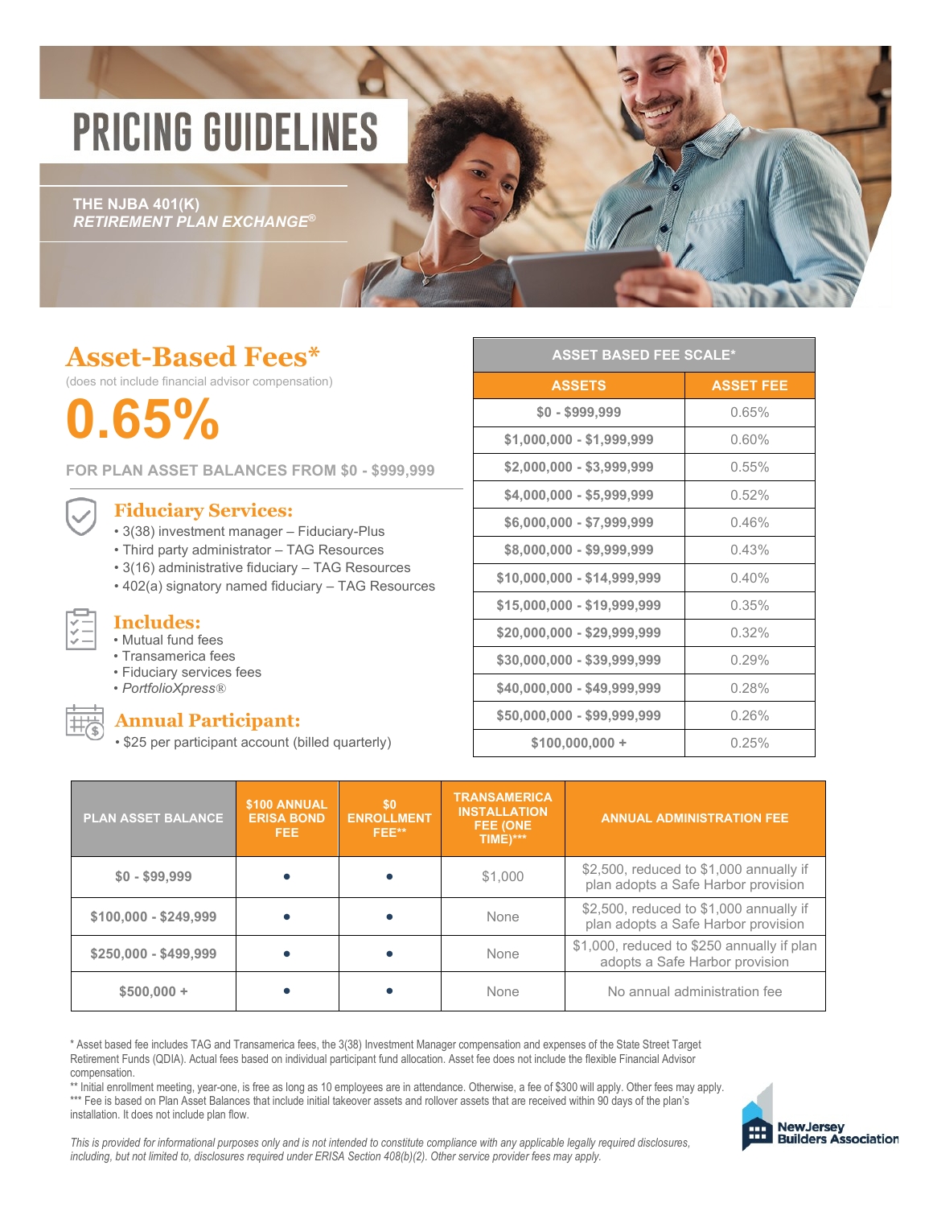# PRICING GUIDELINES

**THE NJBA 401(K)**
***RETIREMENT PLAN EXCHANGE®***

## Asset-Based Fees*

(does not include financial advisor compensation)

# 0.65%

**FOR PLAN ASSET BALANCES FROM $0 - $999,999**

### Fiduciary Services:

- 3(38) investment manager – Fiduciary-Plus
- Third party administrator – TAG Resources
- 3(16) administrative fiduciary – TAG Resources
- 402(a) signatory named fiduciary – TAG Resources

### Includes:

- Mutual fund fees
- Transamerica fees
- Fiduciary services fees
- *PortfolioXpress®*

### Annual Participant:

- $25 per participant account (billed quarterly)

| ASSET BASED FEE SCALE* | |
|---|---|
| **ASSETS** | **ASSET FEE** |
| $0 - $999,999 | 0.65% |
| $1,000,000 - $1,999,999 | 0.60% |
| $2,000,000 - $3,999,999 | 0.55% |
| $4,000,000 - $5,999,999 | 0.52% |
| $6,000,000 - $7,999,999 | 0.46% |
| $8,000,000 - $9,999,999 | 0.43% |
| $10,000,000 - $14,999,999 | 0.40% |
| $15,000,000 - $19,999,999 | 0.35% |
| $20,000,000 - $29,999,999 | 0.32% |
| $30,000,000 - $39,999,999 | 0.29% |
| $40,000,000 - $49,999,999 | 0.28% |
| $50,000,000 - $99,999,999 | 0.26% |
| $100,000,000 + | 0.25% |

| PLAN ASSET BALANCE | $100 ANNUAL ERISA BOND FEE | $0 ENROLLMENT FEE** | TRANSAMERICA INSTALLATION FEE (ONE TIME)*** | ANNUAL ADMINISTRATION FEE |
|---|---|---|---|---|
| $0 - $99,999 | • | • | $1,000 | $2,500, reduced to $1,000 annually if plan adopts a Safe Harbor provision |
| $100,000 - $249,999 | • | • | None | $2,500, reduced to $1,000 annually if plan adopts a Safe Harbor provision |
| $250,000 - $499,999 | • | • | None | $1,000, reduced to $250 annually if plan adopts a Safe Harbor provision |
| $500,000 + | • | • | None | No annual administration fee |

* Asset based fee includes TAG and Transamerica fees, the 3(38) Investment Manager compensation and expenses of the State Street Target Retirement Funds (QDIA). Actual fees based on individual participant fund allocation. Asset fee does not include the flexible Financial Advisor compensation.

** Initial enrollment meeting, year-one, is free as long as 10 employees are in attendance. Otherwise, a fee of $300 will apply. Other fees may apply.

*** Fee is based on Plan Asset Balances that include initial takeover assets and rollover assets that are received within 90 days of the plan's installation. It does not include plan flow.

*This is provided for informational purposes only and is not intended to constitute compliance with any applicable legally required disclosures, including, but not limited to, disclosures required under ERISA Section 408(b)(2). Other service provider fees may apply.*

New Jersey Builders Association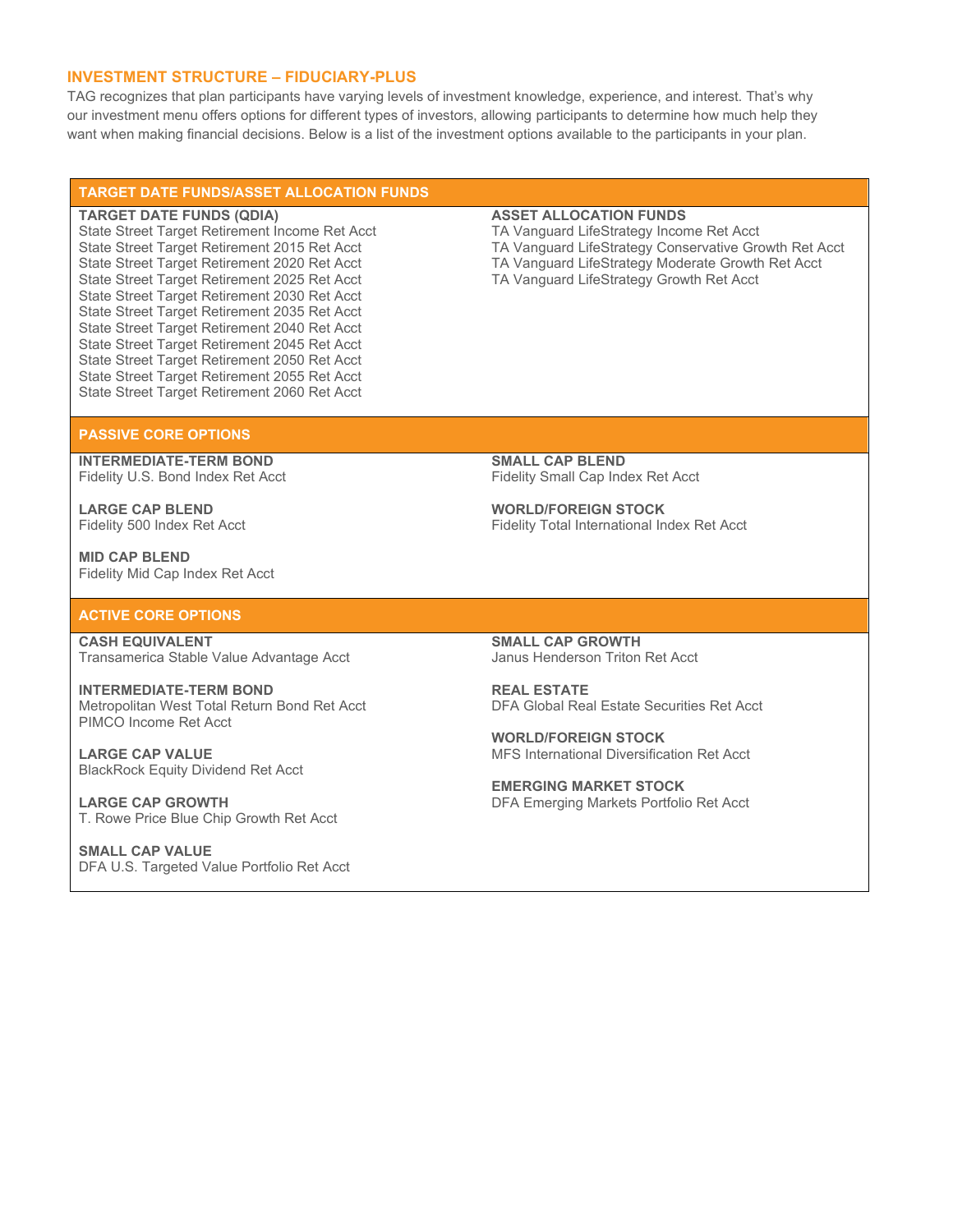## INVESTMENT STRUCTURE – FIDUCIARY-PLUS

TAG recognizes that plan participants have varying levels of investment knowledge, experience, and interest. That's why our investment menu offers options for different types of investors, allowing participants to determine how much help they want when making financial decisions. Below is a list of the investment options available to the participants in your plan.

### TARGET DATE FUNDS/ASSET ALLOCATION FUNDS

**TARGET DATE FUNDS (QDIA)**
State Street Target Retirement Income Ret Acct
State Street Target Retirement 2015 Ret Acct
State Street Target Retirement 2020 Ret Acct
State Street Target Retirement 2025 Ret Acct
State Street Target Retirement 2030 Ret Acct
State Street Target Retirement 2035 Ret Acct
State Street Target Retirement 2040 Ret Acct
State Street Target Retirement 2045 Ret Acct
State Street Target Retirement 2050 Ret Acct
State Street Target Retirement 2055 Ret Acct
State Street Target Retirement 2060 Ret Acct

**ASSET ALLOCATION FUNDS**
TA Vanguard LifeStrategy Income Ret Acct
TA Vanguard LifeStrategy Conservative Growth Ret Acct
TA Vanguard LifeStrategy Moderate Growth Ret Acct
TA Vanguard LifeStrategy Growth Ret Acct

### PASSIVE CORE OPTIONS

**INTERMEDIATE-TERM BOND**
Fidelity U.S. Bond Index Ret Acct

**LARGE CAP BLEND**
Fidelity 500 Index Ret Acct

**MID CAP BLEND**
Fidelity Mid Cap Index Ret Acct

**SMALL CAP BLEND**
Fidelity Small Cap Index Ret Acct

**WORLD/FOREIGN STOCK**
Fidelity Total International Index Ret Acct

### ACTIVE CORE OPTIONS

**CASH EQUIVALENT**
Transamerica Stable Value Advantage Acct

**INTERMEDIATE-TERM BOND**
Metropolitan West Total Return Bond Ret Acct
PIMCO Income Ret Acct

**LARGE CAP VALUE**
BlackRock Equity Dividend Ret Acct

**LARGE CAP GROWTH**
T. Rowe Price Blue Chip Growth Ret Acct

**SMALL CAP VALUE**
DFA U.S. Targeted Value Portfolio Ret Acct

**SMALL CAP GROWTH**
Janus Henderson Triton Ret Acct

**REAL ESTATE**
DFA Global Real Estate Securities Ret Acct

**WORLD/FOREIGN STOCK**
MFS International Diversification Ret Acct

**EMERGING MARKET STOCK**
DFA Emerging Markets Portfolio Ret Acct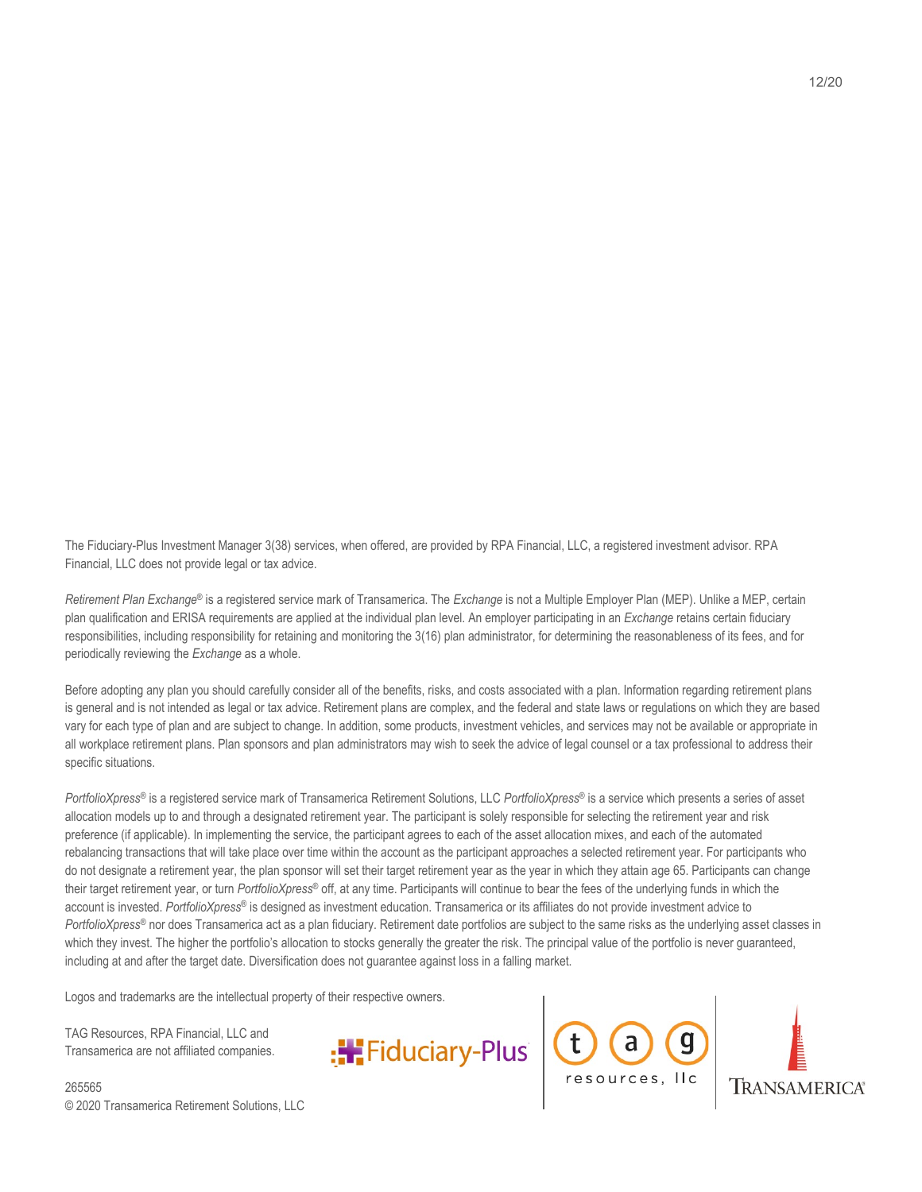12/20

The Fiduciary-Plus Investment Manager 3(38) services, when offered, are provided by RPA Financial, LLC, a registered investment advisor. RPA Financial, LLC does not provide legal or tax advice.

*Retirement Plan Exchange*® is a registered service mark of Transamerica. The *Exchange* is not a Multiple Employer Plan (MEP). Unlike a MEP, certain plan qualification and ERISA requirements are applied at the individual plan level. An employer participating in an *Exchange* retains certain fiduciary responsibilities, including responsibility for retaining and monitoring the 3(16) plan administrator, for determining the reasonableness of its fees, and for periodically reviewing the *Exchange* as a whole.

Before adopting any plan you should carefully consider all of the benefits, risks, and costs associated with a plan. Information regarding retirement plans is general and is not intended as legal or tax advice. Retirement plans are complex, and the federal and state laws or regulations on which they are based vary for each type of plan and are subject to change. In addition, some products, investment vehicles, and services may not be available or appropriate in all workplace retirement plans. Plan sponsors and plan administrators may wish to seek the advice of legal counsel or a tax professional to address their specific situations.

*PortfolioXpress*® is a registered service mark of Transamerica Retirement Solutions, LLC *PortfolioXpress*® is a service which presents a series of asset allocation models up to and through a designated retirement year. The participant is solely responsible for selecting the retirement year and risk preference (if applicable). In implementing the service, the participant agrees to each of the asset allocation mixes, and each of the automated rebalancing transactions that will take place over time within the account as the participant approaches a selected retirement year. For participants who do not designate a retirement year, the plan sponsor will set their target retirement year as the year in which they attain age 65. Participants can change their target retirement year, or turn *PortfolioXpress*® off, at any time. Participants will continue to bear the fees of the underlying funds in which the account is invested. *PortfolioXpress*® is designed as investment education. Transamerica or its affiliates do not provide investment advice to *PortfolioXpress*® nor does Transamerica act as a plan fiduciary. Retirement date portfolios are subject to the same risks as the underlying asset classes in which they invest. The higher the portfolio's allocation to stocks generally the greater the risk. The principal value of the portfolio is never guaranteed, including at and after the target date. Diversification does not guarantee against loss in a falling market.

Logos and trademarks are the intellectual property of their respective owners.

TAG Resources, RPA Financial, LLC and Transamerica are not affiliated companies.

Fiduciary-Plus

t a g resources, llc

TRANSAMERICA

265565
© 2020 Transamerica Retirement Solutions, LLC